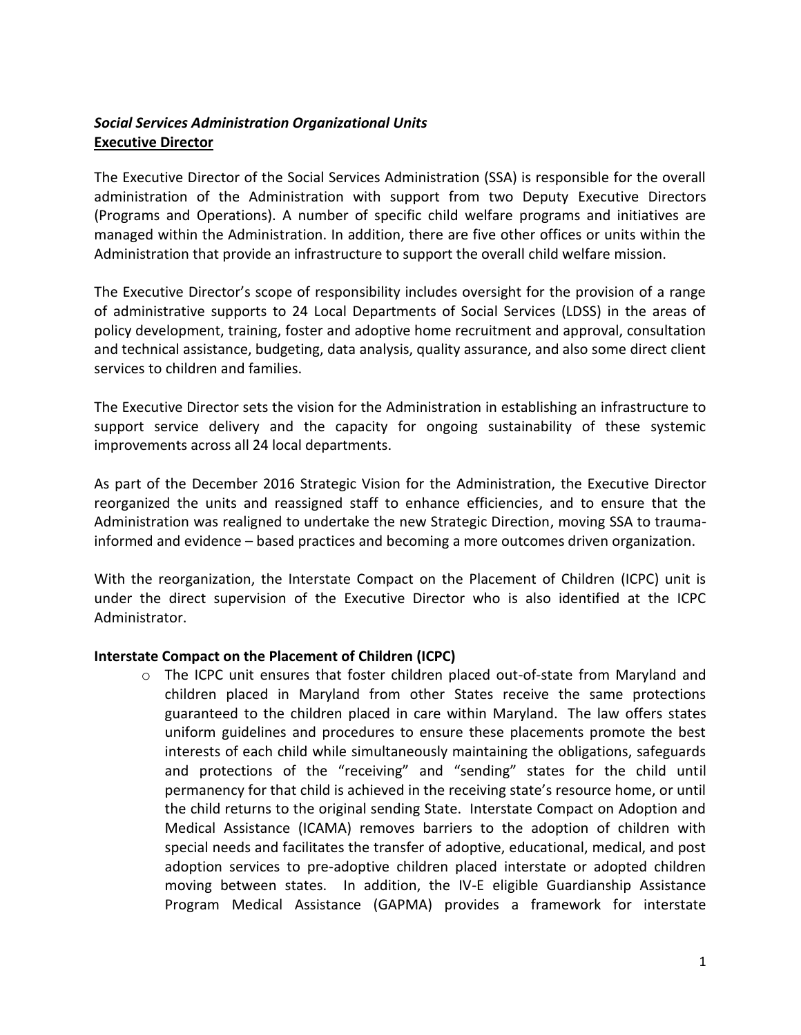***Social Services Administration Organizational Units***

**Executive Director**

The Executive Director of the Social Services Administration (SSA) is responsible for the overall administration of the Administration with support from two Deputy Executive Directors (Programs and Operations). A number of specific child welfare programs and initiatives are managed within the Administration. In addition, there are five other offices or units within the Administration that provide an infrastructure to support the overall child welfare mission.

The Executive Director's scope of responsibility includes oversight for the provision of a range of administrative supports to 24 Local Departments of Social Services (LDSS) in the areas of policy development, training, foster and adoptive home recruitment and approval, consultation and technical assistance, budgeting, data analysis, quality assurance, and also some direct client services to children and families.

The Executive Director sets the vision for the Administration in establishing an infrastructure to support service delivery and the capacity for ongoing sustainability of these systemic improvements across all 24 local departments.

As part of the December 2016 Strategic Vision for the Administration, the Executive Director reorganized the units and reassigned staff to enhance efficiencies, and to ensure that the Administration was realigned to undertake the new Strategic Direction, moving SSA to trauma-informed and evidence – based practices and becoming a more outcomes driven organization.

With the reorganization, the Interstate Compact on the Placement of Children (ICPC) unit is under the direct supervision of the Executive Director who is also identified at the ICPC Administrator.

**Interstate Compact on the Placement of Children (ICPC)**

- The ICPC unit ensures that foster children placed out-of-state from Maryland and children placed in Maryland from other States receive the same protections guaranteed to the children placed in care within Maryland. The law offers states uniform guidelines and procedures to ensure these placements promote the best interests of each child while simultaneously maintaining the obligations, safeguards and protections of the "receiving" and "sending" states for the child until permanency for that child is achieved in the receiving state's resource home, or until the child returns to the original sending State. Interstate Compact on Adoption and Medical Assistance (ICAMA) removes barriers to the adoption of children with special needs and facilitates the transfer of adoptive, educational, medical, and post adoption services to pre-adoptive children placed interstate or adopted children moving between states. In addition, the IV-E eligible Guardianship Assistance Program Medical Assistance (GAPMA) provides a framework for interstate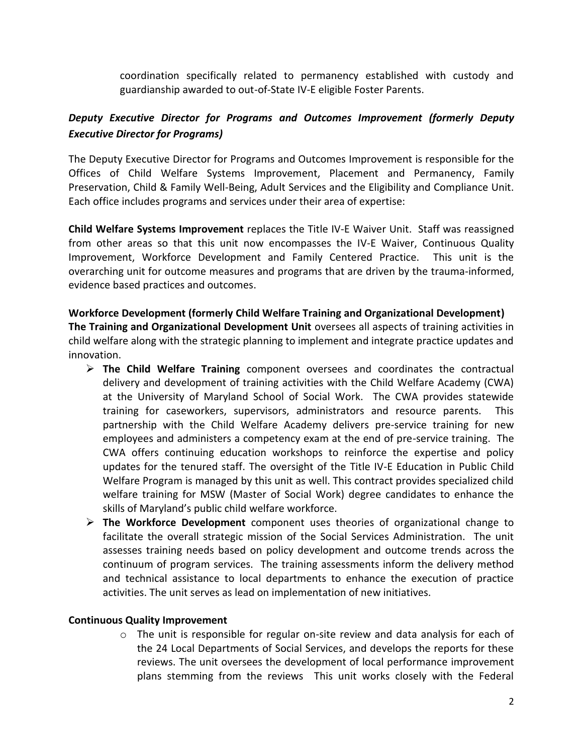coordination specifically related to permanency established with custody and guardianship awarded to out-of-State IV-E eligible Foster Parents.

### *Deputy Executive Director for Programs and Outcomes Improvement (formerly Deputy Executive Director for Programs)*

The Deputy Executive Director for Programs and Outcomes Improvement is responsible for the Offices of Child Welfare Systems Improvement, Placement and Permanency, Family Preservation, Child & Family Well-Being, Adult Services and the Eligibility and Compliance Unit. Each office includes programs and services under their area of expertise:

**Child Welfare Systems Improvement** replaces the Title IV-E Waiver Unit. Staff was reassigned from other areas so that this unit now encompasses the IV-E Waiver, Continuous Quality Improvement, Workforce Development and Family Centered Practice. This unit is the overarching unit for outcome measures and programs that are driven by the trauma-informed, evidence based practices and outcomes.

**Workforce Development (formerly Child Welfare Training and Organizational Development)**
**The Training and Organizational Development Unit** oversees all aspects of training activities in child welfare along with the strategic planning to implement and integrate practice updates and innovation.

- **The Child Welfare Training** component oversees and coordinates the contractual delivery and development of training activities with the Child Welfare Academy (CWA) at the University of Maryland School of Social Work. The CWA provides statewide training for caseworkers, supervisors, administrators and resource parents. This partnership with the Child Welfare Academy delivers pre-service training for new employees and administers a competency exam at the end of pre-service training. The CWA offers continuing education workshops to reinforce the expertise and policy updates for the tenured staff. The oversight of the Title IV-E Education in Public Child Welfare Program is managed by this unit as well. This contract provides specialized child welfare training for MSW (Master of Social Work) degree candidates to enhance the skills of Maryland's public child welfare workforce.
- **The Workforce Development** component uses theories of organizational change to facilitate the overall strategic mission of the Social Services Administration. The unit assesses training needs based on policy development and outcome trends across the continuum of program services. The training assessments inform the delivery method and technical assistance to local departments to enhance the execution of practice activities. The unit serves as lead on implementation of new initiatives.

**Continuous Quality Improvement**

- The unit is responsible for regular on-site review and data analysis for each of the 24 Local Departments of Social Services, and develops the reports for these reviews. The unit oversees the development of local performance improvement plans stemming from the reviews This unit works closely with the Federal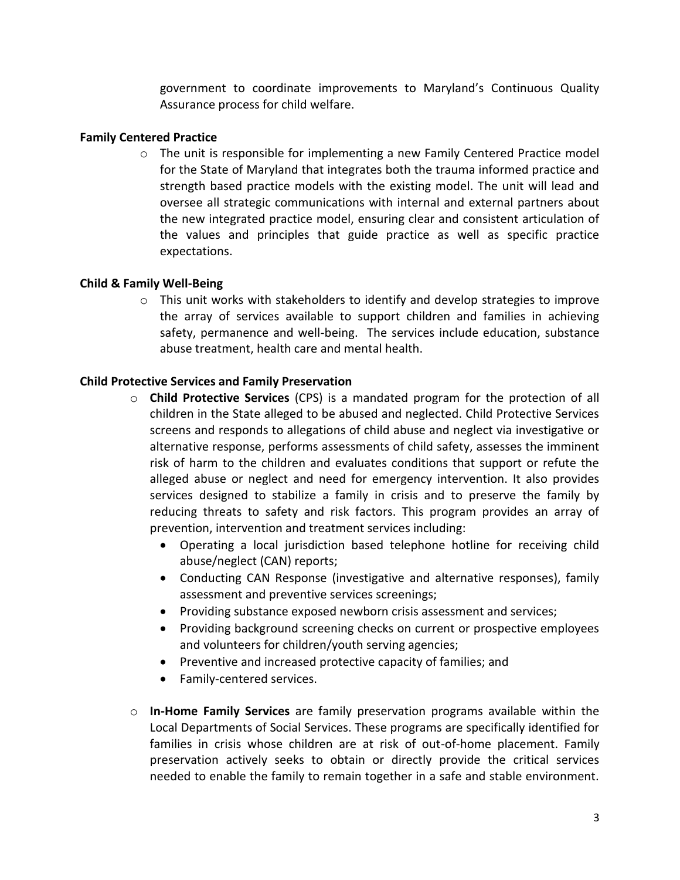government to coordinate improvements to Maryland's Continuous Quality Assurance process for child welfare.

**Family Centered Practice**

- The unit is responsible for implementing a new Family Centered Practice model for the State of Maryland that integrates both the trauma informed practice and strength based practice models with the existing model. The unit will lead and oversee all strategic communications with internal and external partners about the new integrated practice model, ensuring clear and consistent articulation of the values and principles that guide practice as well as specific practice expectations.

**Child & Family Well-Being**

- This unit works with stakeholders to identify and develop strategies to improve the array of services available to support children and families in achieving safety, permanence and well-being. The services include education, substance abuse treatment, health care and mental health.

**Child Protective Services and Family Preservation**

- **Child Protective Services** (CPS) is a mandated program for the protection of all children in the State alleged to be abused and neglected. Child Protective Services screens and responds to allegations of child abuse and neglect via investigative or alternative response, performs assessments of child safety, assesses the imminent risk of harm to the children and evaluates conditions that support or refute the alleged abuse or neglect and need for emergency intervention. It also provides services designed to stabilize a family in crisis and to preserve the family by reducing threats to safety and risk factors. This program provides an array of prevention, intervention and treatment services including:
  - Operating a local jurisdiction based telephone hotline for receiving child abuse/neglect (CAN) reports;
  - Conducting CAN Response (investigative and alternative responses), family assessment and preventive services screenings;
  - Providing substance exposed newborn crisis assessment and services;
  - Providing background screening checks on current or prospective employees and volunteers for children/youth serving agencies;
  - Preventive and increased protective capacity of families; and
  - Family-centered services.

- **In-Home Family Services** are family preservation programs available within the Local Departments of Social Services. These programs are specifically identified for families in crisis whose children are at risk of out-of-home placement. Family preservation actively seeks to obtain or directly provide the critical services needed to enable the family to remain together in a safe and stable environment.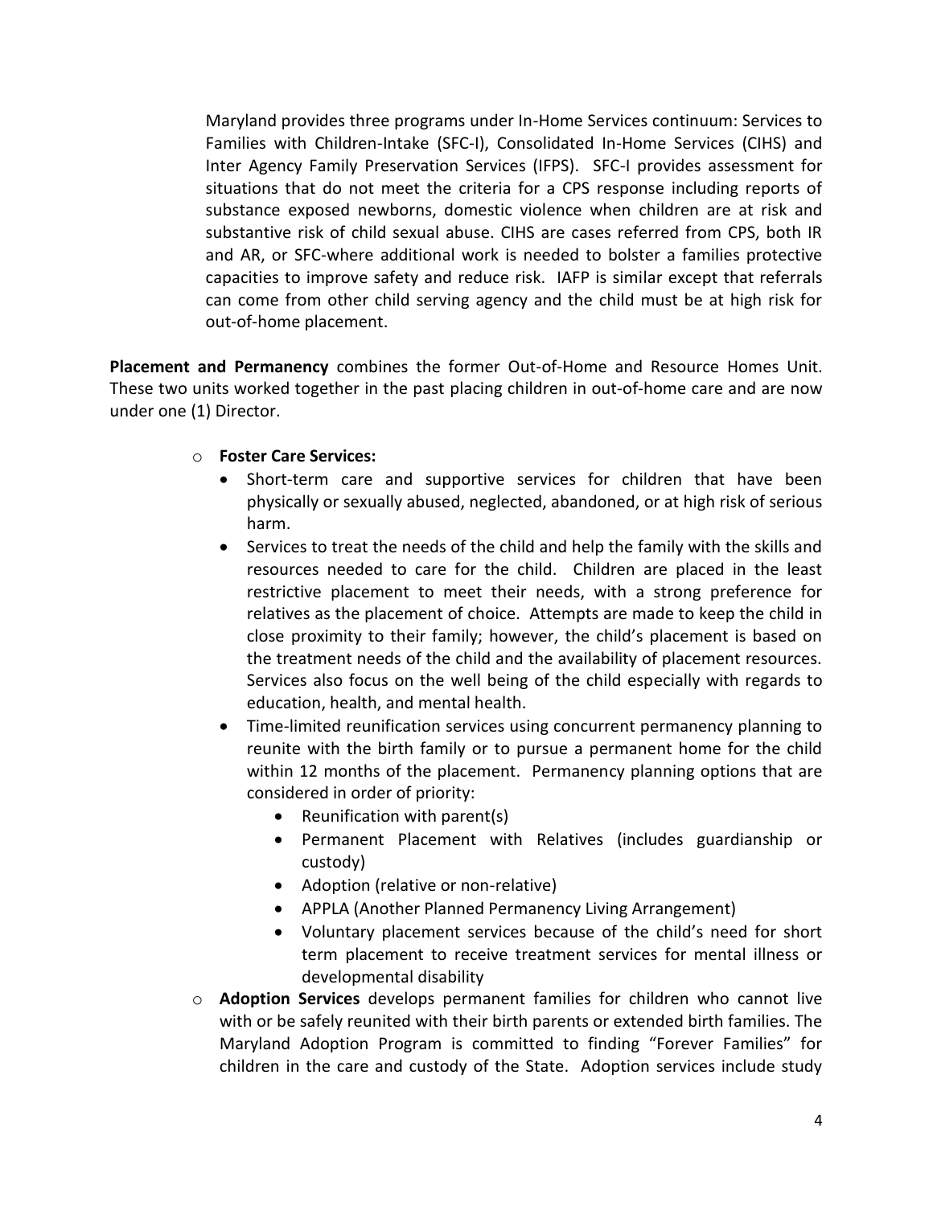Maryland provides three programs under In-Home Services continuum: Services to Families with Children-Intake (SFC-I), Consolidated In-Home Services (CIHS) and Inter Agency Family Preservation Services (IFPS). SFC-I provides assessment for situations that do not meet the criteria for a CPS response including reports of substance exposed newborns, domestic violence when children are at risk and substantive risk of child sexual abuse. CIHS are cases referred from CPS, both IR and AR, or SFC-where additional work is needed to bolster a families protective capacities to improve safety and reduce risk. IAFP is similar except that referrals can come from other child serving agency and the child must be at high risk for out-of-home placement.

**Placement and Permanency** combines the former Out-of-Home and Resource Homes Unit. These two units worked together in the past placing children in out-of-home care and are now under one (1) Director.

- **Foster Care Services:**
  - Short-term care and supportive services for children that have been physically or sexually abused, neglected, abandoned, or at high risk of serious harm.
  - Services to treat the needs of the child and help the family with the skills and resources needed to care for the child. Children are placed in the least restrictive placement to meet their needs, with a strong preference for relatives as the placement of choice. Attempts are made to keep the child in close proximity to their family; however, the child's placement is based on the treatment needs of the child and the availability of placement resources. Services also focus on the well being of the child especially with regards to education, health, and mental health.
  - Time-limited reunification services using concurrent permanency planning to reunite with the birth family or to pursue a permanent home for the child within 12 months of the placement. Permanency planning options that are considered in order of priority:
    - Reunification with parent(s)
    - Permanent Placement with Relatives (includes guardianship or custody)
    - Adoption (relative or non-relative)
    - APPLA (Another Planned Permanency Living Arrangement)
    - Voluntary placement services because of the child's need for short term placement to receive treatment services for mental illness or developmental disability
- **Adoption Services** develops permanent families for children who cannot live with or be safely reunited with their birth parents or extended birth families. The Maryland Adoption Program is committed to finding "Forever Families" for children in the care and custody of the State. Adoption services include study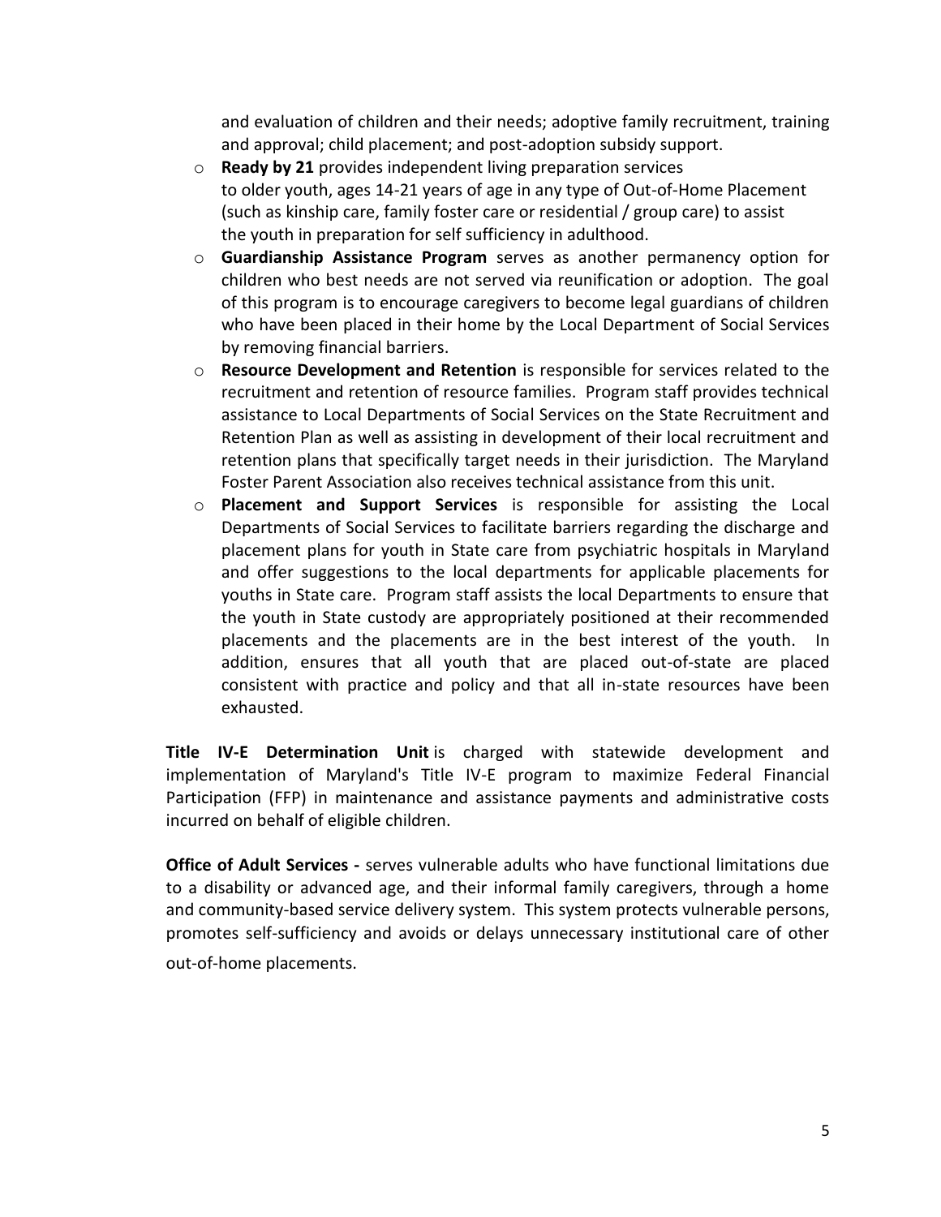and evaluation of children and their needs; adoptive family recruitment, training and approval; child placement; and post-adoption subsidy support.

- **Ready by 21** provides independent living preparation services to older youth, ages 14-21 years of age in any type of Out-of-Home Placement (such as kinship care, family foster care or residential / group care) to assist the youth in preparation for self sufficiency in adulthood.
- **Guardianship Assistance Program** serves as another permanency option for children who best needs are not served via reunification or adoption. The goal of this program is to encourage caregivers to become legal guardians of children who have been placed in their home by the Local Department of Social Services by removing financial barriers.
- **Resource Development and Retention** is responsible for services related to the recruitment and retention of resource families. Program staff provides technical assistance to Local Departments of Social Services on the State Recruitment and Retention Plan as well as assisting in development of their local recruitment and retention plans that specifically target needs in their jurisdiction. The Maryland Foster Parent Association also receives technical assistance from this unit.
- **Placement and Support Services** is responsible for assisting the Local Departments of Social Services to facilitate barriers regarding the discharge and placement plans for youth in State care from psychiatric hospitals in Maryland and offer suggestions to the local departments for applicable placements for youths in State care. Program staff assists the local Departments to ensure that the youth in State custody are appropriately positioned at their recommended placements and the placements are in the best interest of the youth. In addition, ensures that all youth that are placed out-of-state are placed consistent with practice and policy and that all in-state resources have been exhausted.

**Title IV-E Determination Unit** is charged with statewide development and implementation of Maryland's Title IV-E program to maximize Federal Financial Participation (FFP) in maintenance and assistance payments and administrative costs incurred on behalf of eligible children.

**Office of Adult Services -** serves vulnerable adults who have functional limitations due to a disability or advanced age, and their informal family caregivers, through a home and community-based service delivery system. This system protects vulnerable persons, promotes self-sufficiency and avoids or delays unnecessary institutional care of other out-of-home placements.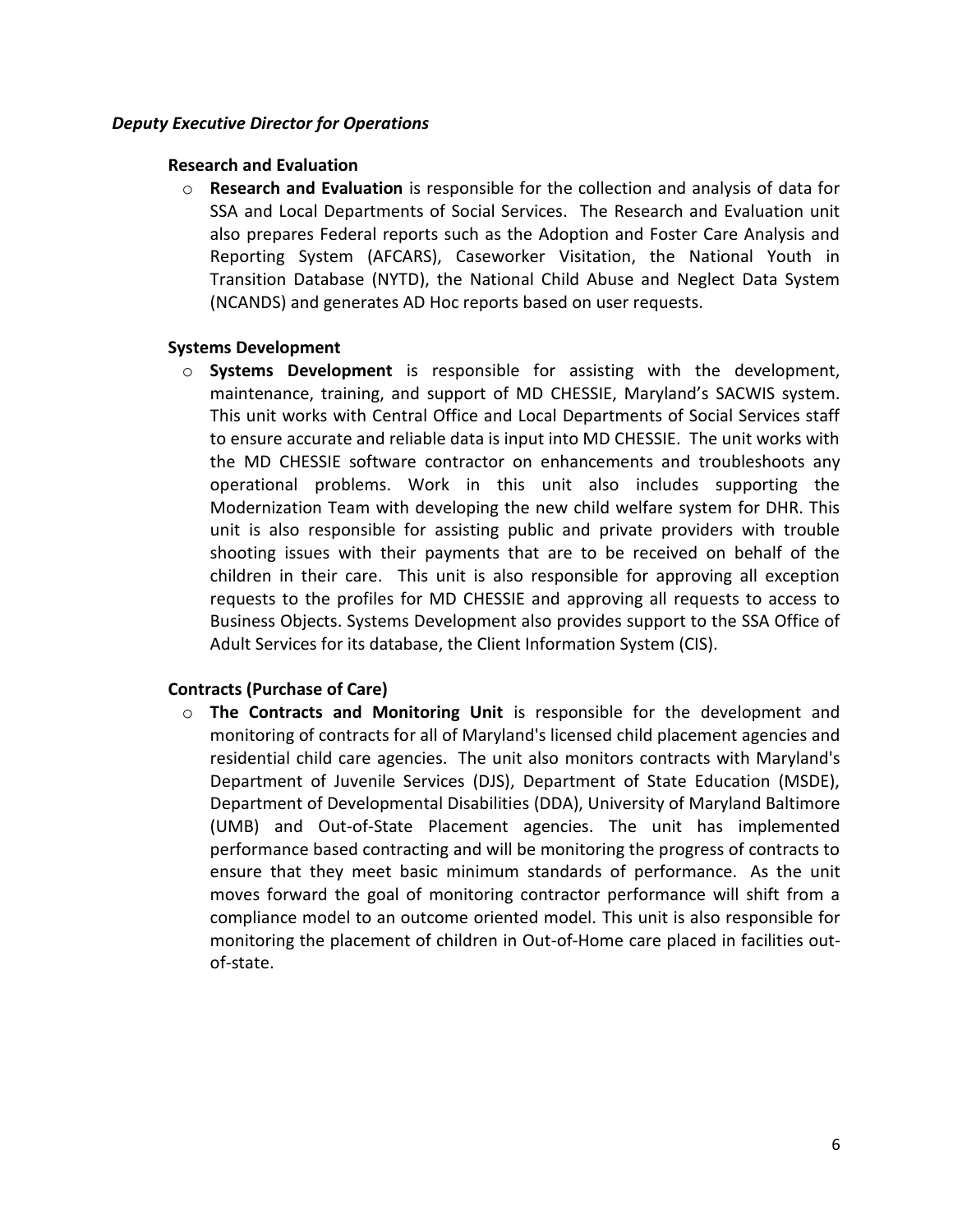### *Deputy Executive Director for Operations*

#### Research and Evaluation

- **Research and Evaluation** is responsible for the collection and analysis of data for SSA and Local Departments of Social Services. The Research and Evaluation unit also prepares Federal reports such as the Adoption and Foster Care Analysis and Reporting System (AFCARS), Caseworker Visitation, the National Youth in Transition Database (NYTD), the National Child Abuse and Neglect Data System (NCANDS) and generates AD Hoc reports based on user requests.

#### Systems Development

- **Systems Development** is responsible for assisting with the development, maintenance, training, and support of MD CHESSIE, Maryland's SACWIS system. This unit works with Central Office and Local Departments of Social Services staff to ensure accurate and reliable data is input into MD CHESSIE. The unit works with the MD CHESSIE software contractor on enhancements and troubleshoots any operational problems. Work in this unit also includes supporting the Modernization Team with developing the new child welfare system for DHR. This unit is also responsible for assisting public and private providers with trouble shooting issues with their payments that are to be received on behalf of the children in their care. This unit is also responsible for approving all exception requests to the profiles for MD CHESSIE and approving all requests to access to Business Objects. Systems Development also provides support to the SSA Office of Adult Services for its database, the Client Information System (CIS).

#### Contracts (Purchase of Care)

- **The Contracts and Monitoring Unit** is responsible for the development and monitoring of contracts for all of Maryland's licensed child placement agencies and residential child care agencies. The unit also monitors contracts with Maryland's Department of Juvenile Services (DJS), Department of State Education (MSDE), Department of Developmental Disabilities (DDA), University of Maryland Baltimore (UMB) and Out-of-State Placement agencies. The unit has implemented performance based contracting and will be monitoring the progress of contracts to ensure that they meet basic minimum standards of performance. As the unit moves forward the goal of monitoring contractor performance will shift from a compliance model to an outcome oriented model. This unit is also responsible for monitoring the placement of children in Out-of-Home care placed in facilities out-of-state.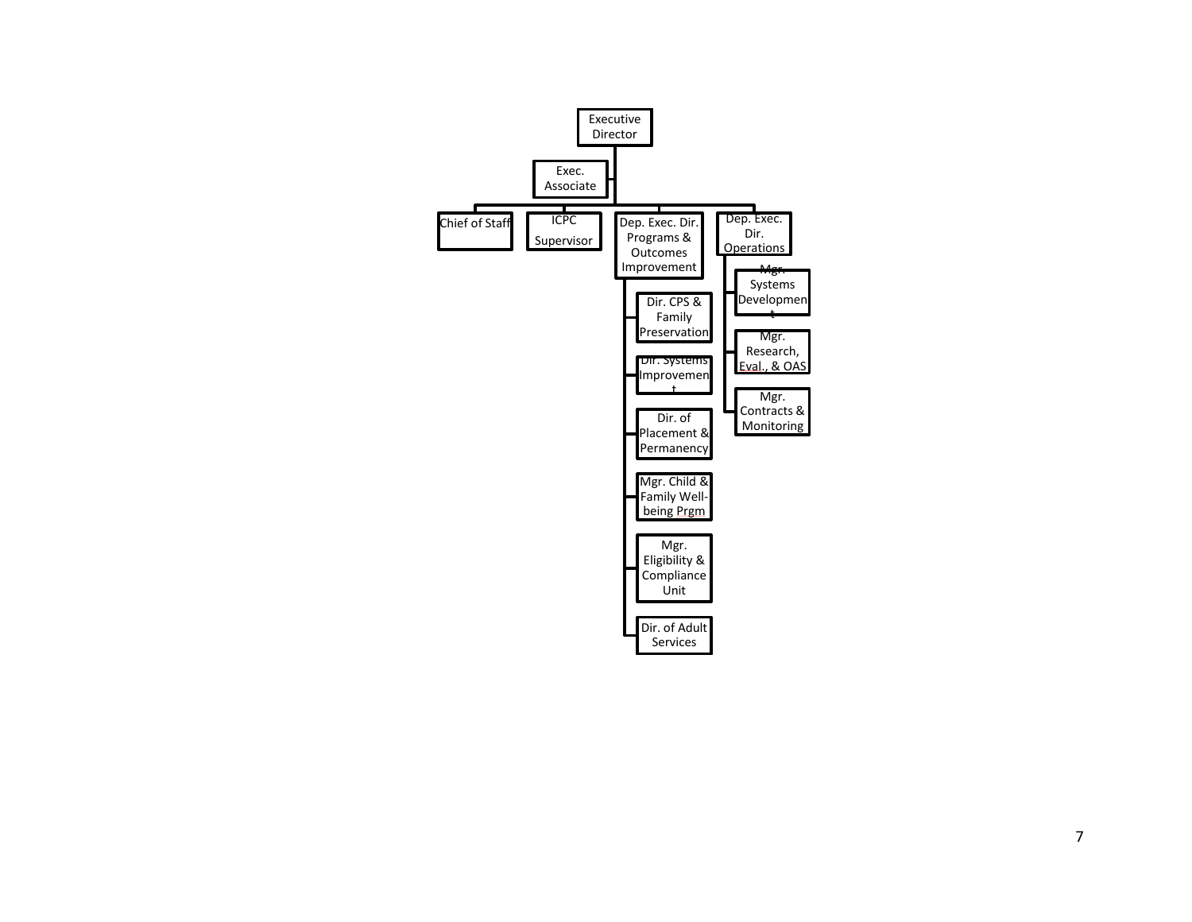Executive Director

Exec. Associate

Chief of Staff

ICPC Supervisor

Dep. Exec. Dir. Programs & Outcomes Improvement

Dir. CPS & Family Preservation

Dir. Systems Improvement

Dir. of Placement & Permanency

Mgr. Child & Family Well-being Prgm

Mgr. Eligibility & Compliance Unit

Dir. of Adult Services

Dep. Exec. Dir. Operations

Mgr. Systems Development

Mgr. Research, Eval., & OAS

Mgr. Contracts & Monitoring